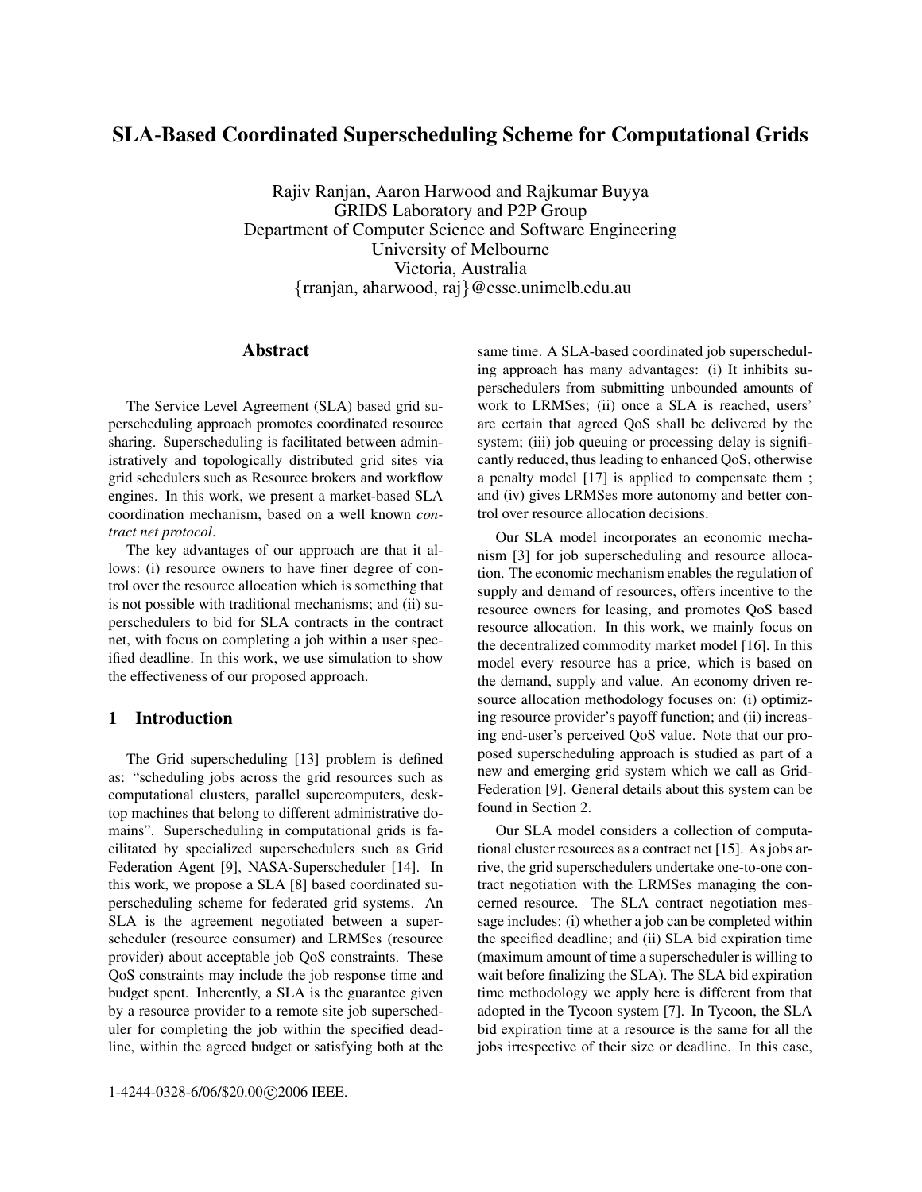# SLA-Based Coordinated Superscheduling Scheme for Computational Grids

Rajiv Ranjan, Aaron Harwood and Rajkumar Buyya
GRIDS Laboratory and P2P Group
Department of Computer Science and Software Engineering
University of Melbourne
Victoria, Australia
{rranjan, aharwood, raj}@csse.unimelb.edu.au

## Abstract

The Service Level Agreement (SLA) based grid superscheduling approach promotes coordinated resource sharing. Superscheduling is facilitated between administratively and topologically distributed grid sites via grid schedulers such as Resource brokers and workflow engines. In this work, we present a market-based SLA coordination mechanism, based on a well known *contract net protocol*.

The key advantages of our approach are that it allows: (i) resource owners to have finer degree of control over the resource allocation which is something that is not possible with traditional mechanisms; and (ii) superschedulers to bid for SLA contracts in the contract net, with focus on completing a job within a user specified deadline. In this work, we use simulation to show the effectiveness of our proposed approach.

## 1 Introduction

The Grid superscheduling [13] problem is defined as: "scheduling jobs across the grid resources such as computational clusters, parallel supercomputers, desktop machines that belong to different administrative domains". Superscheduling in computational grids is facilitated by specialized superschedulers such as Grid Federation Agent [9], NASA-Superscheduler [14]. In this work, we propose a SLA [8] based coordinated superscheduling scheme for federated grid systems. An SLA is the agreement negotiated between a superscheduler (resource consumer) and LRMSes (resource provider) about acceptable job QoS constraints. These QoS constraints may include the job response time and budget spent. Inherently, a SLA is the guarantee given by a resource provider to a remote site job superscheduler for completing the job within the specified deadline, within the agreed budget or satisfying both at the same time. A SLA-based coordinated job superscheduling approach has many advantages: (i) It inhibits superschedulers from submitting unbounded amounts of work to LRMSes; (ii) once a SLA is reached, users' are certain that agreed QoS shall be delivered by the system; (iii) job queuing or processing delay is significantly reduced, thus leading to enhanced QoS, otherwise a penalty model [17] is applied to compensate them ; and (iv) gives LRMSes more autonomy and better control over resource allocation decisions.

Our SLA model incorporates an economic mechanism [3] for job superscheduling and resource allocation. The economic mechanism enables the regulation of supply and demand of resources, offers incentive to the resource owners for leasing, and promotes QoS based resource allocation. In this work, we mainly focus on the decentralized commodity market model [16]. In this model every resource has a price, which is based on the demand, supply and value. An economy driven resource allocation methodology focuses on: (i) optimizing resource provider's payoff function; and (ii) increasing end-user's perceived QoS value. Note that our proposed superscheduling approach is studied as part of a new and emerging grid system which we call as Grid-Federation [9]. General details about this system can be found in Section 2.

Our SLA model considers a collection of computational cluster resources as a contract net [15]. As jobs arrive, the grid superschedulers undertake one-to-one contract negotiation with the LRMSes managing the concerned resource. The SLA contract negotiation message includes: (i) whether a job can be completed within the specified deadline; and (ii) SLA bid expiration time (maximum amount of time a superscheduler is willing to wait before finalizing the SLA). The SLA bid expiration time methodology we apply here is different from that adopted in the Tycoon system [7]. In Tycoon, the SLA bid expiration time at a resource is the same for all the jobs irrespective of their size or deadline. In this case,

1-4244-0328-6/06/$20.00©2006 IEEE.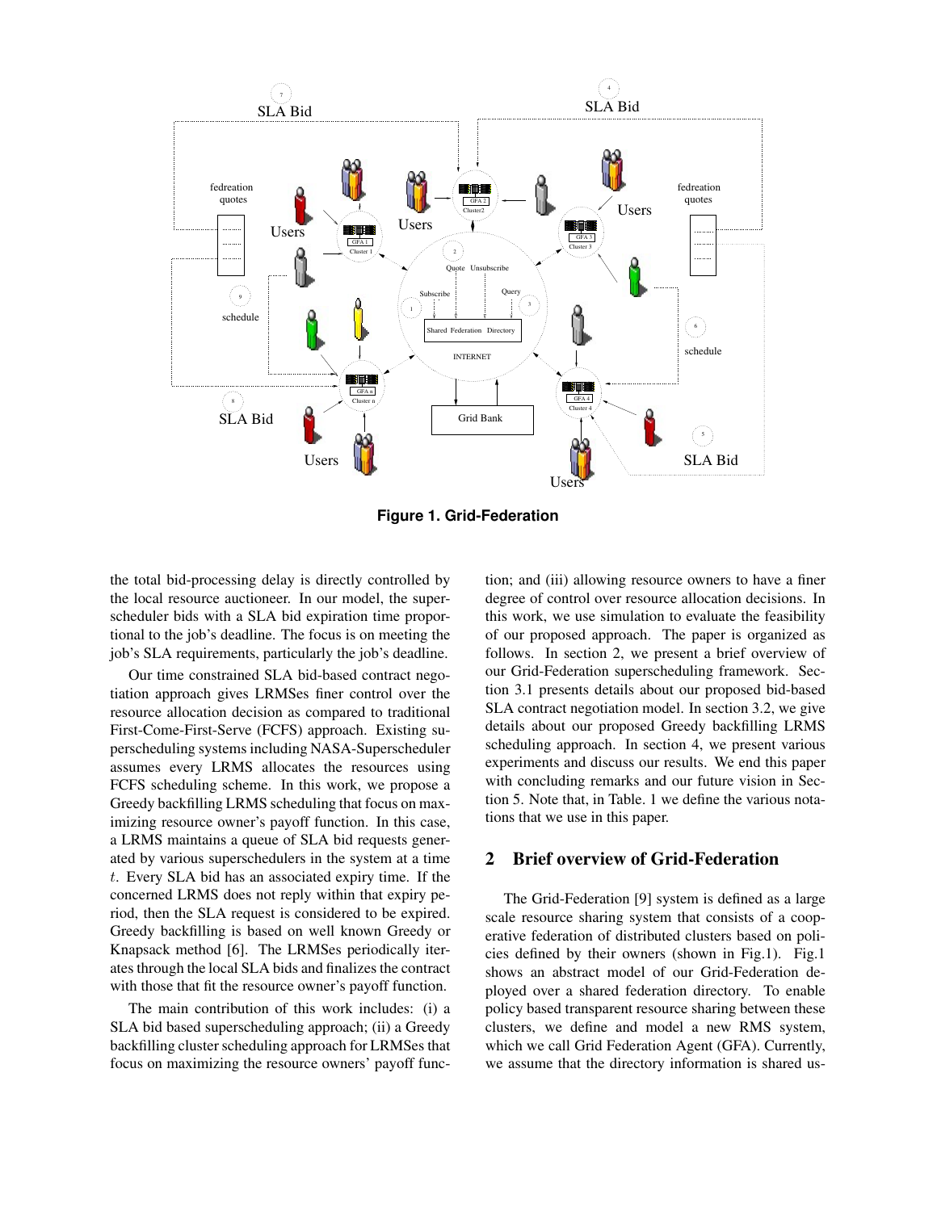Figure 1. Grid-Federation

the total bid-processing delay is directly controlled by the local resource auctioneer. In our model, the superscheduler bids with a SLA bid expiration time proportional to the job's deadline. The focus is on meeting the job's SLA requirements, particularly the job's deadline.

Our time constrained SLA bid-based contract negotiation approach gives LRMSes finer control over the resource allocation decision as compared to traditional First-Come-First-Serve (FCFS) approach. Existing superscheduling systems including NASA-Superscheduler assumes every LRMS allocates the resources using FCFS scheduling scheme. In this work, we propose a Greedy backfilling LRMS scheduling that focus on maximizing resource owner's payoff function. In this case, a LRMS maintains a queue of SLA bid requests generated by various superschedulers in the system at a time $t$. Every SLA bid has an associated expiry time. If the concerned LRMS does not reply within that expiry period, then the SLA request is considered to be expired. Greedy backfilling is based on well known Greedy or Knapsack method [6]. The LRMSes periodically iterates through the local SLA bids and finalizes the contract with those that fit the resource owner's payoff function.

The main contribution of this work includes: (i) a SLA bid based superscheduling approach; (ii) a Greedy backfilling cluster scheduling approach for LRMSes that focus on maximizing the resource owners' payoff function; and (iii) allowing resource owners to have a finer degree of control over resource allocation decisions. In this work, we use simulation to evaluate the feasibility of our proposed approach. The paper is organized as follows. In section 2, we present a brief overview of our Grid-Federation superscheduling framework. Section 3.1 presents details about our proposed bid-based SLA contract negotiation model. In section 3.2, we give details about our proposed Greedy backfilling LRMS scheduling approach. In section 4, we present various experiments and discuss our results. We end this paper with concluding remarks and our future vision in Section 5. Note that, in Table. 1 we define the various notations that we use in this paper.

## 2 Brief overview of Grid-Federation

The Grid-Federation [9] system is defined as a large scale resource sharing system that consists of a cooperative federation of distributed clusters based on policies defined by their owners (shown in Fig.1). Fig.1 shows an abstract model of our Grid-Federation deployed over a shared federation directory. To enable policy based transparent resource sharing between these clusters, we define and model a new RMS system, which we call Grid Federation Agent (GFA). Currently, we assume that the directory information is shared us-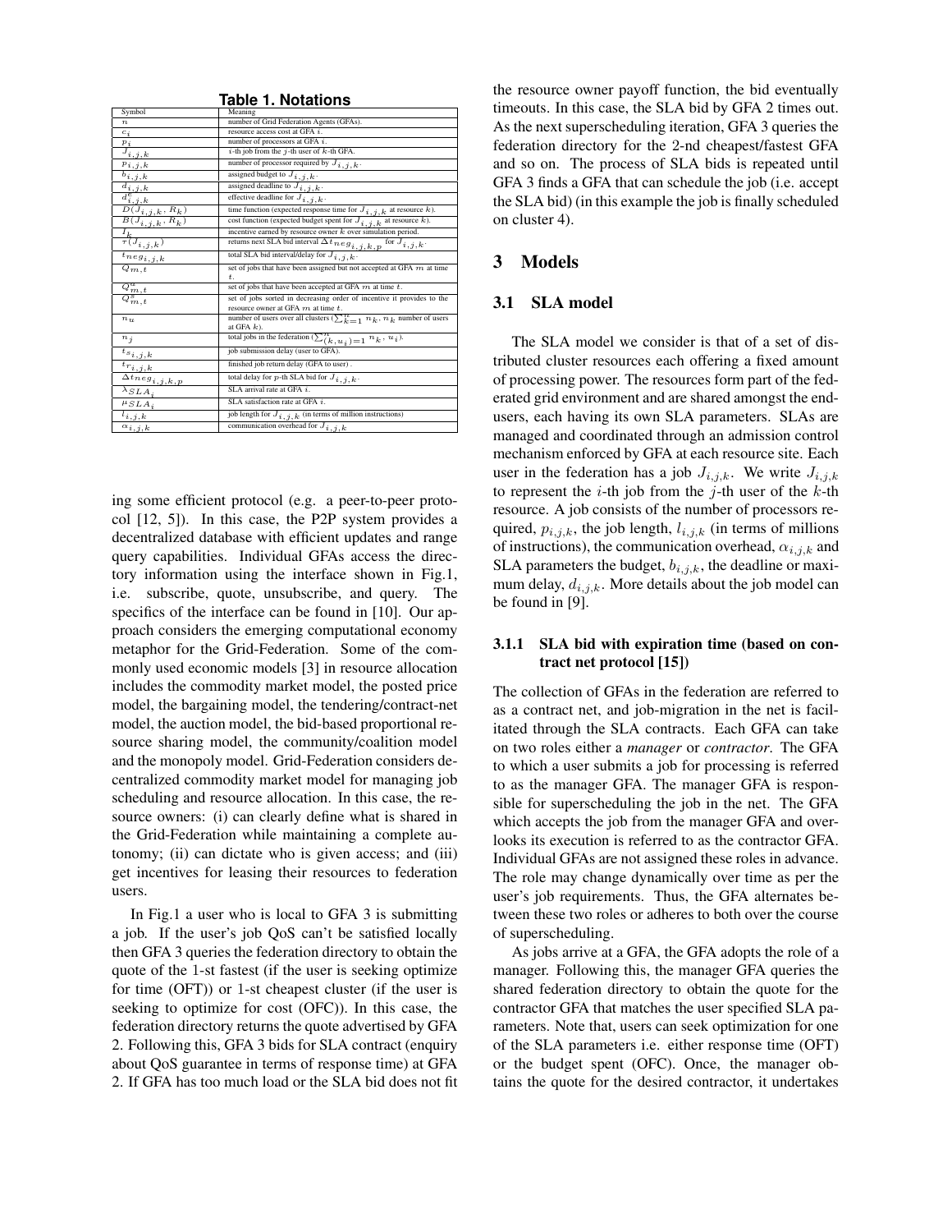**Table 1. Notations**

| Symbol | Meaning |
| --- | --- |
| $n$ | number of Grid Federation Agents (GFAs). |
| $c_i$ | resource access cost at GFA $i$. |
| $p_i$ | number of processors at GFA $i$. |
| $J_{i,j,k}$ | $i$-th job from the $j$-th user of $k$-th GFA. |
| $p_{i,j,k}$ | number of processor required by $J_{i,j,k}$. |
| $b_{i,j,k}$ | assigned budget to $J_{i,j,k}$. |
| $d_{i,j,k}$ | assigned deadline to $J_{i,j,k}$. |
| $d^e_{i,j,k}$ | effective deadline for $J_{i,j,k}$. |
| $D(J_{i,j,k}, R_k)$ | time function (expected response time for $J_{i,j,k}$ at resource $k$). |
| $B(J_{i,j,k}, R_k)$ | cost function (expected budget spent for $J_{i,j,k}$ at resource $k$). |
| $I_k$ | incentive earned by resource owner $k$ over simulation period. |
| $\tau(J_{i,j,k})$ | returns next SLA bid interval $\Delta t_{neg_{i,j,k,p}}$ for $J_{i,j,k}$. |
| $t_{neg_{i,j,k}}$ | total SLA bid interval/delay for $J_{i,j,k}$. |
| $Q_{m,t}$ | set of jobs that have been assigned but not accepted at GFA $m$ at time $t$. |
| $Q^a_{m,t}$ | set of jobs that have been accepted at GFA $m$ at time $t$. |
| $Q^s_{m,t}$ | set of jobs sorted in decreasing order of incentive it provides to the resource owner at GFA $m$ at time $t$. |
| $n_u$ | number of users over all clusters ($\sum_{k=1}^{n} n_k$, $n_k$ number of users at GFA $k$). |
| $n_j$ | total jobs in the federation ($\sum_{(k,u_i)=1}^{n} n_k, u_i$). |
| $t_{s_{i,j,k}}$ | job submission delay (user to GFA). |
| $t_{r_{i,j,k}}$ | finished job return delay (GFA to user) . |
| $\Delta t_{neg_{i,j,k,p}}$ | total delay for $p$-th SLA bid for $J_{i,j,k}$. |
| $\lambda_{SLA_i}$ | SLA arrival rate at GFA $i$. |
| $\mu_{SLA_i}$ | SLA satisfaction rate at GFA $i$. |
| $l_{i,j,k}$ | job length for $J_{i,j,k}$ (in terms of million instructions) |
| $\alpha_{i,j,k}$ | communication overhead for $J_{i,j,k}$ |

ing some efficient protocol (e.g. a peer-to-peer protocol [12, 5]). In this case, the P2P system provides a decentralized database with efficient updates and range query capabilities. Individual GFAs access the directory information using the interface shown in Fig.1, i.e. subscribe, quote, unsubscribe, and query. The specifics of the interface can be found in [10]. Our approach considers the emerging computational economy metaphor for the Grid-Federation. Some of the commonly used economic models [3] in resource allocation includes the commodity market model, the posted price model, the bargaining model, the tendering/contract-net model, the auction model, the bid-based proportional resource sharing model, the community/coalition model and the monopoly model. Grid-Federation considers decentralized commodity market model for managing job scheduling and resource allocation. In this case, the resource owners: (i) can clearly define what is shared in the Grid-Federation while maintaining a complete autonomy; (ii) can dictate who is given access; and (iii) get incentives for leasing their resources to federation users.

In Fig.1 a user who is local to GFA 3 is submitting a job. If the user's job QoS can't be satisfied locally then GFA 3 queries the federation directory to obtain the quote of the 1-st fastest (if the user is seeking optimize for time (OFT)) or 1-st cheapest cluster (if the user is seeking to optimize for cost (OFC)). In this case, the federation directory returns the quote advertised by GFA 2. Following this, GFA 3 bids for SLA contract (enquiry about QoS guarantee in terms of response time) at GFA 2. If GFA has too much load or the SLA bid does not fit the resource owner payoff function, the bid eventually timeouts. In this case, the SLA bid by GFA 2 times out. As the next superscheduling iteration, GFA 3 queries the federation directory for the 2-nd cheapest/fastest GFA and so on. The process of SLA bids is repeated until GFA 3 finds a GFA that can schedule the job (i.e. accept the SLA bid) (in this example the job is finally scheduled on cluster 4).

## 3 Models

### 3.1 SLA model

The SLA model we consider is that of a set of distributed cluster resources each offering a fixed amount of processing power. The resources form part of the federated grid environment and are shared amongst the end-users, each having its own SLA parameters. SLAs are managed and coordinated through an admission control mechanism enforced by GFA at each resource site. Each user in the federation has a job $J_{i,j,k}$. We write $J_{i,j,k}$ to represent the $i$-th job from the $j$-th user of the $k$-th resource. A job consists of the number of processors required, $p_{i,j,k}$, the job length, $l_{i,j,k}$ (in terms of millions of instructions), the communication overhead, $\alpha_{i,j,k}$ and SLA parameters the budget, $b_{i,j,k}$, the deadline or maximum delay, $d_{i,j,k}$. More details about the job model can be found in [9].

#### 3.1.1 SLA bid with expiration time (based on contract net protocol [15])

The collection of GFAs in the federation are referred to as a contract net, and job-migration in the net is facilitated through the SLA contracts. Each GFA can take on two roles either a *manager* or *contractor*. The GFA to which a user submits a job for processing is referred to as the manager GFA. The manager GFA is responsible for superscheduling the job in the net. The GFA which accepts the job from the manager GFA and overlooks its execution is referred to as the contractor GFA. Individual GFAs are not assigned these roles in advance. The role may change dynamically over time as per the user's job requirements. Thus, the GFA alternates between these two roles or adheres to both over the course of superscheduling.

As jobs arrive at a GFA, the GFA adopts the role of a manager. Following this, the manager GFA queries the shared federation directory to obtain the quote for the contractor GFA that matches the user specified SLA parameters. Note that, users can seek optimization for one of the SLA parameters i.e. either response time (OFT) or the budget spent (OFC). Once, the manager obtains the quote for the desired contractor, it undertakes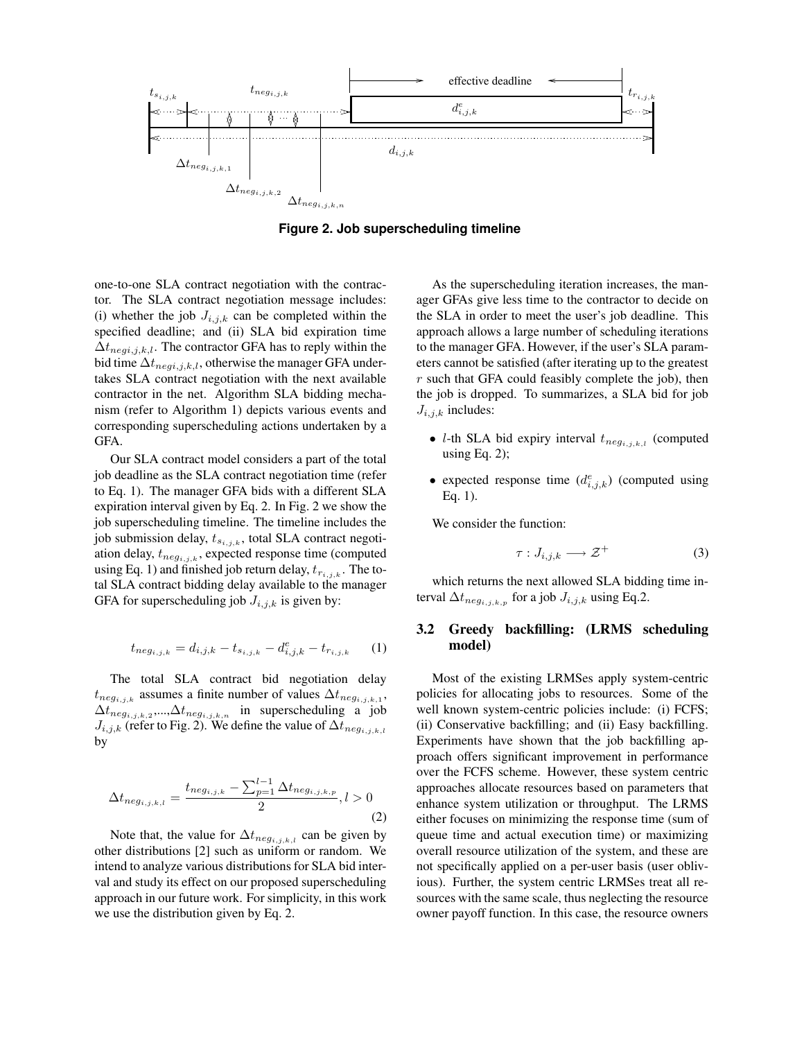Figure 2. Job superscheduling timeline

one-to-one SLA contract negotiation with the contractor. The SLA contract negotiation message includes: (i) whether the job $J_{i,j,k}$ can be completed within the specified deadline; and (ii) SLA bid expiration time $\Delta t_{negi,j,k,l}$. The contractor GFA has to reply within the bid time $\Delta t_{negi,j,k,l}$, otherwise the manager GFA undertakes SLA contract negotiation with the next available contractor in the net. Algorithm SLA bidding mechanism (refer to Algorithm 1) depicts various events and corresponding superscheduling actions undertaken by a GFA.

Our SLA contract model considers a part of the total job deadline as the SLA contract negotiation time (refer to Eq. 1). The manager GFA bids with a different SLA expiration interval given by Eq. 2. In Fig. 2 we show the job superscheduling timeline. The timeline includes the job submission delay, $t_{s_{i,j,k}}$, total SLA contract negotiation delay, $t_{neg_{i,j,k}}$, expected response time (computed using Eq. 1) and finished job return delay, $t_{r_{i,j,k}}$. The total SLA contract bidding delay available to the manager GFA for superscheduling job $J_{i,j,k}$ is given by:

$$t_{neg_{i,j,k}} = d_{i,j,k} - t_{s_{i,j,k}} - d^e_{i,j,k} - t_{r_{i,j,k}} \quad (1)$$

The total SLA contract bid negotiation delay $t_{neg_{i,j,k}}$ assumes a finite number of values $\Delta t_{neg_{i,j,k,1}}$, $\Delta t_{neg_{i,j,k,2}}$,...,$\Delta t_{neg_{i,j,k,n}}$ in superscheduling a job $J_{i,j,k}$ (refer to Fig. 2). We define the value of $\Delta t_{neg_{i,j,k,l}}$ by

$$\Delta t_{neg_{i,j,k,l}} = \frac{t_{neg_{i,j,k}} - \sum_{p=1}^{l-1} \Delta t_{neg_{i,j,k,p}}}{2}, l > 0 \quad (2)$$

Note that, the value for $\Delta t_{neg_{i,j,k,l}}$ can be given by other distributions [2] such as uniform or random. We intend to analyze various distributions for SLA bid interval and study its effect on our proposed superscheduling approach in our future work. For simplicity, in this work we use the distribution given by Eq. 2.

As the superscheduling iteration increases, the manager GFAs give less time to the contractor to decide on the SLA in order to meet the user's job deadline. This approach allows a large number of scheduling iterations to the manager GFA. However, if the user's SLA parameters cannot be satisfied (after iterating up to the greatest $r$ such that GFA could feasibly complete the job), then the job is dropped. To summarizes, a SLA bid for job $J_{i,j,k}$ includes:

- $l$-th SLA bid expiry interval $t_{neg_{i,j,k,l}}$ (computed using Eq. 2);
- expected response time ($d^e_{i,j,k}$) (computed using Eq. 1).

We consider the function:

$$\tau : J_{i,j,k} \longrightarrow \mathcal{Z}^+ \quad (3)$$

which returns the next allowed SLA bidding time interval $\Delta t_{neg_{i,j,k,p}}$ for a job $J_{i,j,k}$ using Eq.2.

### 3.2 Greedy backfilling: (LRMS scheduling model)

Most of the existing LRMSes apply system-centric policies for allocating jobs to resources. Some of the well known system-centric policies include: (i) FCFS; (ii) Conservative backfilling; and (ii) Easy backfilling. Experiments have shown that the job backfilling approach offers significant improvement in performance over the FCFS scheme. However, these system centric approaches allocate resources based on parameters that enhance system utilization or throughput. The LRMS either focuses on minimizing the response time (sum of queue time and actual execution time) or maximizing overall resource utilization of the system, and these are not specifically applied on a per-user basis (user oblivious). Further, the system centric LRMSes treat all resources with the same scale, thus neglecting the resource owner payoff function. In this case, the resource owners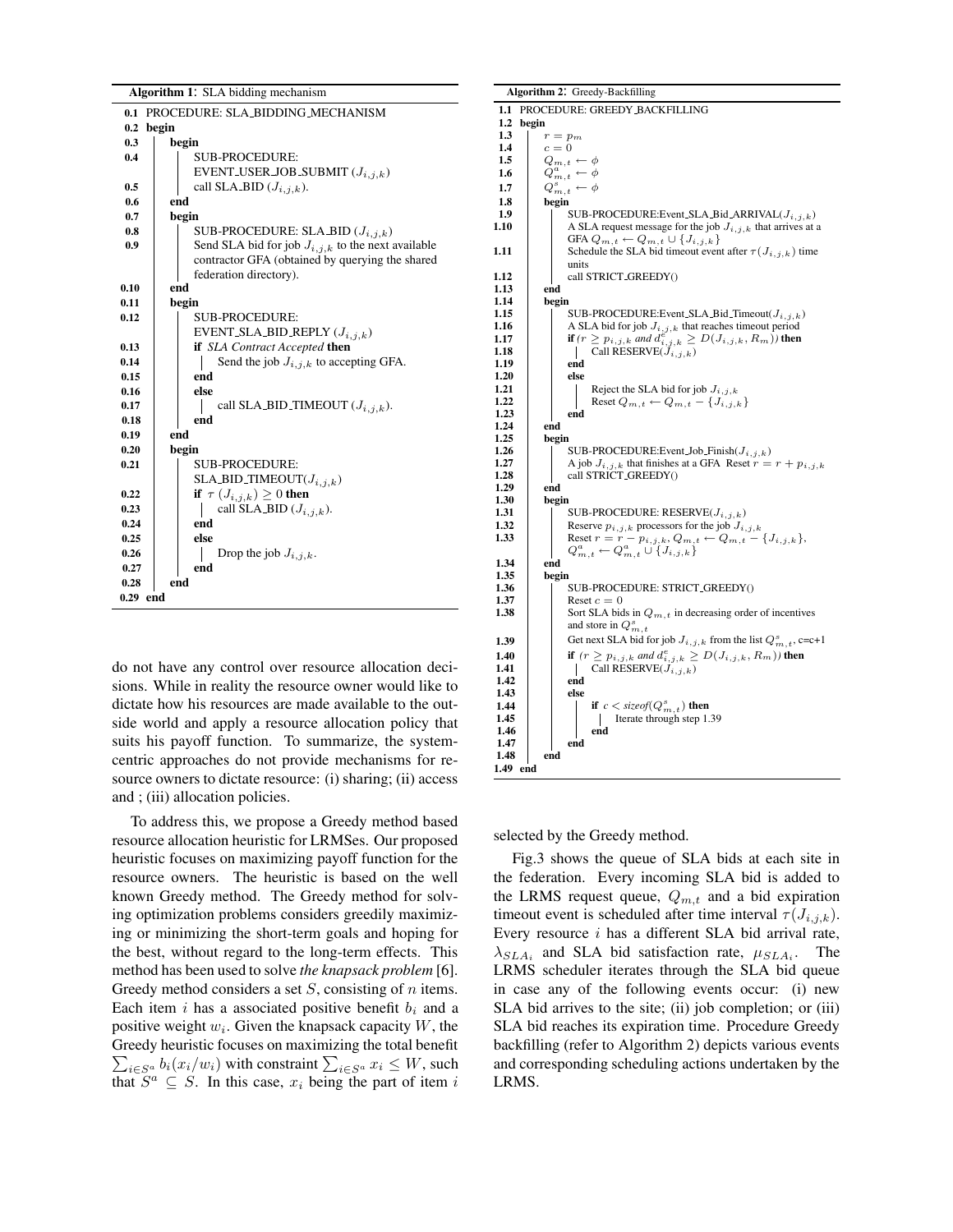**Algorithm 1**: SLA bidding mechanism

```
0.1  PROCEDURE: SLA_BIDDING_MECHANISM
0.2  begin
0.3      begin
0.4          SUB-PROCEDURE:
             EVENT_USER_JOB_SUBMIT (J_{i,j,k})
0.5          call SLA_BID (J_{i,j,k}).
0.6      end
0.7      begin
0.8          SUB-PROCEDURE: SLA_BID (J_{i,j,k})
0.9          Send SLA bid for job J_{i,j,k} to the next available
             contractor GFA (obtained by querying the shared
             federation directory).
0.10     end
0.11     begin
0.12         SUB-PROCEDURE:
             EVENT_SLA_BID_REPLY (J_{i,j,k})
0.13         if SLA Contract Accepted then
0.14             Send the job J_{i,j,k} to accepting GFA.
0.15         end
0.16         else
0.17             call SLA_BID_TIMEOUT (J_{i,j,k}).
0.18         end
0.19     end
0.20     begin
0.21         SUB-PROCEDURE:
             SLA_BID_TIMEOUT(J_{i,j,k})
0.22         if τ (J_{i,j,k}) ≥ 0 then
0.23             call SLA_BID (J_{i,j,k}).
0.24         end
0.25         else
0.26             Drop the job J_{i,j,k}.
0.27         end
0.28     end
0.29 end
```

**Algorithm 2**: Greedy-Backfilling

```
1.1  PROCEDURE: GREEDY_BACKFILLING
1.2  begin
1.3      r = p_m
1.4      c = 0
1.5      Q_{m,t} ← φ
1.6      Q^a_{m,t} ← φ
1.7      Q^s_{m,t} ← φ
1.8      begin
1.9          SUB-PROCEDURE:Event_SLA_Bid_ARRIVAL(J_{i,j,k})
1.10         A SLA request message for the job J_{i,j,k} that arrives at a
             GFA Q_{m,t} ← Q_{m,t} ∪ {J_{i,j,k}}
1.11         Schedule the SLA bid timeout event after τ(J_{i,j,k}) time
             units
1.12         call STRICT_GREEDY()
1.13     end
1.14     begin
1.15         SUB-PROCEDURE:Event_SLA_Bid_Timeout(J_{i,j,k})
1.16         A SLA bid for job J_{i,j,k} that reaches timeout period
1.17         if (r ≥ p_{i,j,k} and d^e_{i,j,k} ≥ D(J_{i,j,k}, R_m)) then
1.18             Call RESERVE(J_{i,j,k})
1.19         end
1.20         else
1.21             Reject the SLA bid for job J_{i,j,k}
1.22             Reset Q_{m,t} ← Q_{m,t} − {J_{i,j,k}}
1.23         end
1.24     end
1.25     begin
1.26         SUB-PROCEDURE:Event_Job_Finish(J_{i,j,k})
1.27         A job J_{i,j,k} that finishes at a GFA Reset r = r + p_{i,j,k}
1.28         call STRICT_GREEDY()
1.29     end
1.30     begin
1.31         SUB-PROCEDURE: RESERVE(J_{i,j,k})
1.32         Reserve p_{i,j,k} processors for the job J_{i,j,k}
1.33         Reset r = r − p_{i,j,k}, Q_{m,t} ← Q_{m,t} − {J_{i,j,k}},
             Q^a_{m,t} ← Q^a_{m,t} ∪ {J_{i,j,k}}
1.34     end
1.35     begin
1.36         SUB-PROCEDURE: STRICT_GREEDY()
1.37         Reset c = 0
1.38         Sort SLA bids in Q_{m,t} in decreasing order of incentives
             and store in Q^s_{m,t}
1.39         Get next SLA bid for job J_{i,j,k} from the list Q^s_{m,t}, c=c+1
1.40         if (r ≥ p_{i,j,k} and d^e_{i,j,k} ≥ D(J_{i,j,k}, R_m)) then
1.41             Call RESERVE(J_{i,j,k})
1.42         end
1.43         else
1.44             if c < sizeof(Q^s_{m,t}) then
1.45                 Iterate through step 1.39
1.46             end
1.47         end
1.48     end
1.49 end
```

do not have any control over resource allocation decisions. While in reality the resource owner would like to dictate how his resources are made available to the outside world and apply a resource allocation policy that suits his payoff function. To summarize, the system-centric approaches do not provide mechanisms for resource owners to dictate resource: (i) sharing; (ii) access and ; (iii) allocation policies.

To address this, we propose a Greedy method based resource allocation heuristic for LRMSes. Our proposed heuristic focuses on maximizing payoff function for the resource owners. The heuristic is based on the well known Greedy method. The Greedy method for solving optimization problems considers greedily maximizing or minimizing the short-term goals and hoping for the best, without regard to the long-term effects. This method has been used to solve *the knapsack problem* [6]. Greedy method considers a set $S$, consisting of $n$ items. Each item $i$ has a associated positive benefit $b_i$ and a positive weight $w_i$. Given the knapsack capacity $W$, the Greedy heuristic focuses on maximizing the total benefit $\sum_{i \in S^a} b_i(x_i/w_i)$ with constraint $\sum_{i \in S^a} x_i \leq W$, such that $S^a \subseteq S$. In this case, $x_i$ being the part of item $i$ selected by the Greedy method.

Fig.3 shows the queue of SLA bids at each site in the federation. Every incoming SLA bid is added to the LRMS request queue, $Q_{m,t}$ and a bid expiration timeout event is scheduled after time interval $\tau(J_{i,j,k})$. Every resource $i$ has a different SLA bid arrival rate, $\lambda_{SLA_i}$ and SLA bid satisfaction rate, $\mu_{SLA_i}$. The LRMS scheduler iterates through the SLA bid queue in case any of the following events occur: (i) new SLA bid arrives to the site; (ii) job completion; or (iii) SLA bid reaches its expiration time. Procedure Greedy backfilling (refer to Algorithm 2) depicts various events and corresponding scheduling actions undertaken by the LRMS.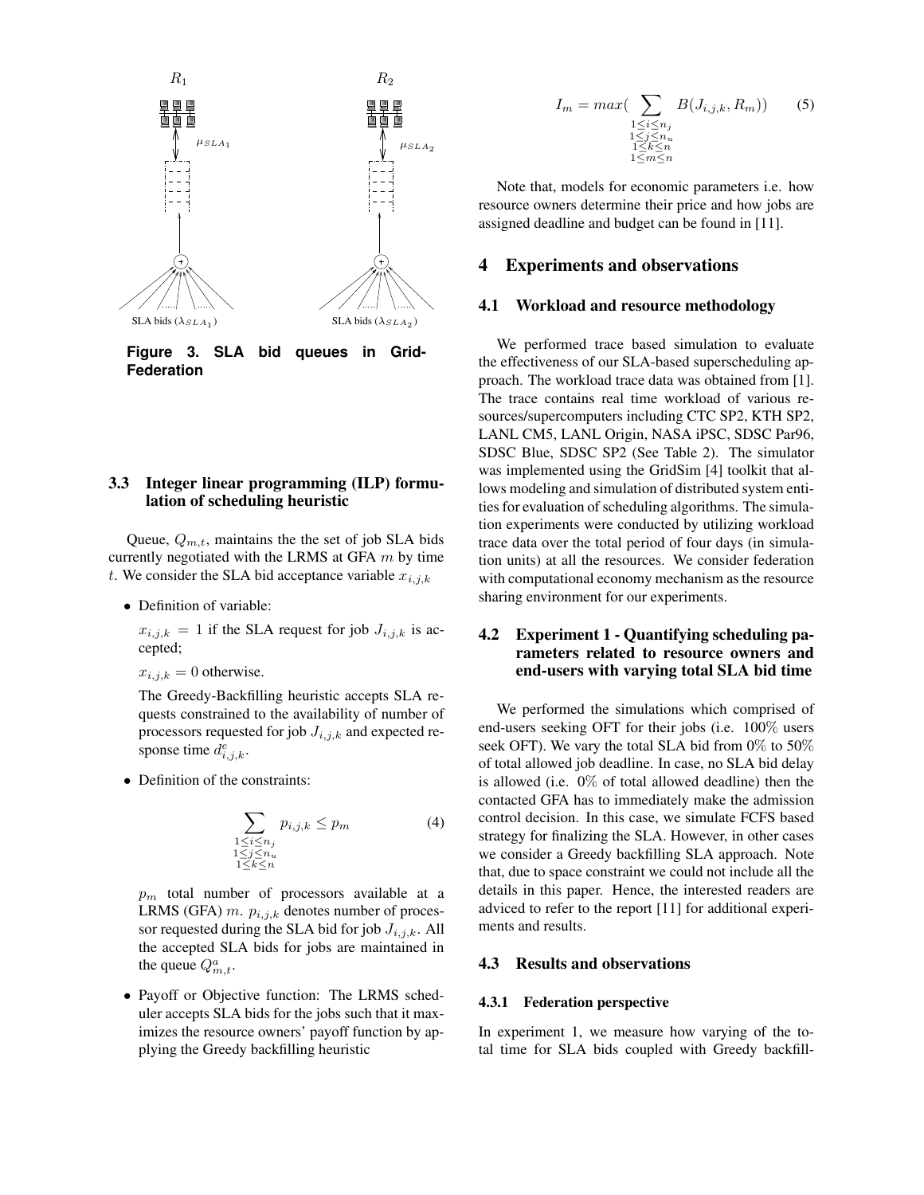Figure 3. SLA bid queues in Grid-Federation

### 3.3 Integer linear programming (ILP) formulation of scheduling heuristic

Queue, $Q_{m,t}$, maintains the the set of job SLA bids currently negotiated with the LRMS at GFA $m$ by time $t$. We consider the SLA bid acceptance variable $x_{i,j,k}$

- Definition of variable:

  $x_{i,j,k} = 1$ if the SLA request for job $J_{i,j,k}$ is accepted;

  $x_{i,j,k} = 0$ otherwise.

  The Greedy-Backfilling heuristic accepts SLA requests constrained to the availability of number of processors requested for job $J_{i,j,k}$ and expected response time $d^{e}_{i,j,k}$.

- Definition of the constraints:

$$\sum_{\substack{1 \le i \le n_j \\ 1 \le j \le n_u \\ 1 \le k \le n}} p_{i,j,k} \le p_m \qquad (4)$$

  $p_m$ total number of processors available at a LRMS (GFA) $m$. $p_{i,j,k}$ denotes number of processor requested during the SLA bid for job $J_{i,j,k}$. All the accepted SLA bids for jobs are maintained in the queue $Q^{a}_{m,t}$.

- Payoff or Objective function: The LRMS scheduler accepts SLA bids for the jobs such that it maximizes the resource owners' payoff function by applying the Greedy backfilling heuristic

$$I_m = max(\sum_{\substack{1 \le i \le n_j \\ 1 \le j \le n_u \\ 1 \le k \le n \\ 1 \le m \le n}} B(J_{i,j,k}, R_m)) \qquad (5)$$

Note that, models for economic parameters i.e. how resource owners determine their price and how jobs are assigned deadline and budget can be found in [11].

## 4 Experiments and observations

### 4.1 Workload and resource methodology

We performed trace based simulation to evaluate the effectiveness of our SLA-based superscheduling approach. The workload trace data was obtained from [1]. The trace contains real time workload of various resources/supercomputers including CTC SP2, KTH SP2, LANL CM5, LANL Origin, NASA iPSC, SDSC Par96, SDSC Blue, SDSC SP2 (See Table 2). The simulator was implemented using the GridSim [4] toolkit that allows modeling and simulation of distributed system entities for evaluation of scheduling algorithms. The simulation experiments were conducted by utilizing workload trace data over the total period of four days (in simulation units) at all the resources. We consider federation with computational economy mechanism as the resource sharing environment for our experiments.

### 4.2 Experiment 1 - Quantifying scheduling parameters related to resource owners and end-users with varying total SLA bid time

We performed the simulations which comprised of end-users seeking OFT for their jobs (i.e. 100% users seek OFT). We vary the total SLA bid from 0% to 50% of total allowed job deadline. In case, no SLA bid delay is allowed (i.e. 0% of total allowed deadline) then the contacted GFA has to immediately make the admission control decision. In this case, we simulate FCFS based strategy for finalizing the SLA. However, in other cases we consider a Greedy backfilling SLA approach. Note that, due to space constraint we could not include all the details in this paper. Hence, the interested readers are adviced to refer to the report [11] for additional experiments and results.

### 4.3 Results and observations

#### 4.3.1 Federation perspective

In experiment 1, we measure how varying of the total time for SLA bids coupled with Greedy backfill-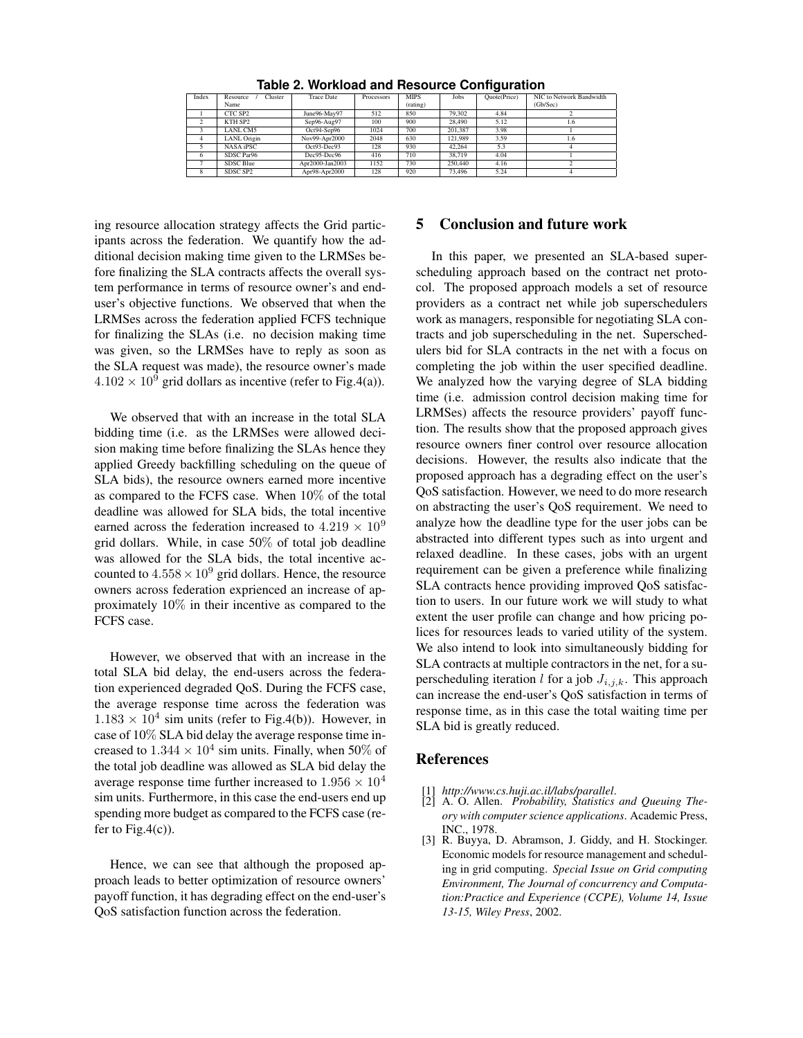**Table 2. Workload and Resource Configuration**

| Index | Resource / Cluster Name | Trace Date | Processors | MIPS (rating) | Jobs | Quote(Price) | NIC to Network Bandwidth (Gb/Sec) |
|---|---|---|---|---|---|---|---|
| 1 | CTC SP2 | June96-May97 | 512 | 850 | 79,302 | 4.84 | 2 |
| 2 | KTH SP2 | Sep96-Aug97 | 100 | 900 | 28,490 | 5.12 | 1.6 |
| 3 | LANL CM5 | Oct94-Sep96 | 1024 | 700 | 201,387 | 3.98 | 1 |
| 4 | LANL Origin | Nov99-Apr2000 | 2048 | 630 | 121,989 | 3.59 | 1.6 |
| 5 | NASA iPSC | Oct93-Dec93 | 128 | 930 | 42,264 | 5.3 | 4 |
| 6 | SDSC Par96 | Dec95-Dec96 | 416 | 710 | 38,719 | 4.04 | 1 |
| 7 | SDSC Blue | Apr2000-Jan2003 | 1152 | 730 | 250,440 | 4.16 | 2 |
| 8 | SDSC SP2 | Apr98-Apr2000 | 128 | 920 | 73,496 | 5.24 | 4 |

ing resource allocation strategy affects the Grid participants across the federation. We quantify how the additional decision making time given to the LRMSes before finalizing the SLA contracts affects the overall system performance in terms of resource owner's and end-user's objective functions. We observed that when the LRMSes across the federation applied FCFS technique for finalizing the SLAs (i.e. no decision making time was given, so the LRMSes have to reply as soon as the SLA request was made), the resource owner's made $4.102 \times 10^9$ grid dollars as incentive (refer to Fig.4(a)).

We observed that with an increase in the total SLA bidding time (i.e. as the LRMSes were allowed decision making time before finalizing the SLAs hence they applied Greedy backfilling scheduling on the queue of SLA bids), the resource owners earned more incentive as compared to the FCFS case. When $10\%$ of the total deadline was allowed for SLA bids, the total incentive earned across the federation increased to $4.219 \times 10^9$ grid dollars. While, in case $50\%$ of total job deadline was allowed for the SLA bids, the total incentive accounted to $4.558 \times 10^9$ grid dollars. Hence, the resource owners across federation exprienced an increase of approximately $10\%$ in their incentive as compared to the FCFS case.

However, we observed that with an increase in the total SLA bid delay, the end-users across the federation experienced degraded QoS. During the FCFS case, the average response time across the federation was $1.183 \times 10^4$ sim units (refer to Fig.4(b)). However, in case of $10\%$ SLA bid delay the average response time increased to $1.344 \times 10^4$ sim units. Finally, when $50\%$ of the total job deadline was allowed as SLA bid delay the average response time further increased to $1.956 \times 10^4$ sim units. Furthermore, in this case the end-users end up spending more budget as compared to the FCFS case (refer to Fig.4(c)).

Hence, we can see that although the proposed approach leads to better optimization of resource owners' payoff function, it has degrading effect on the end-user's QoS satisfaction function across the federation.

## 5 Conclusion and future work

In this paper, we presented an SLA-based superscheduling approach based on the contract net protocol. The proposed approach models a set of resource providers as a contract net while job superschedulers work as managers, responsible for negotiating SLA contracts and job superscheduling in the net. Superschedulers bid for SLA contracts in the net with a focus on completing the job within the user specified deadline. We analyzed how the varying degree of SLA bidding time (i.e. admission control decision making time for LRMSes) affects the resource providers' payoff function. The results show that the proposed approach gives resource owners finer control over resource allocation decisions. However, the results also indicate that the proposed approach has a degrading effect on the user's QoS satisfaction. However, we need to do more research on abstracting the user's QoS requirement. We need to analyze how the deadline type for the user jobs can be abstracted into different types such as into urgent and relaxed deadline. In these cases, jobs with an urgent requirement can be given a preference while finalizing SLA contracts hence providing improved QoS satisfaction to users. In our future work we will study to what extent the user profile can change and how pricing polices for resources leads to varied utility of the system. We also intend to look into simultaneously bidding for SLA contracts at multiple contractors in the net, for a superscheduling iteration $l$ for a job $J_{i,j,k}$. This approach can increase the end-user's QoS satisfaction in terms of response time, as in this case the total waiting time per SLA bid is greatly reduced.

## References

[1] *http://www.cs.huji.ac.il/labs/parallel*.

[2] A. O. Allen. *Probability, Statistics and Queuing Theory with computer science applications*. Academic Press, INC., 1978.

[3] R. Buyya, D. Abramson, J. Giddy, and H. Stockinger. Economic models for resource management and scheduling in grid computing. *Special Issue on Grid computing Environment, The Journal of concurrency and Computation:Practice and Experience (CCPE), Volume 14, Issue 13-15, Wiley Press*, 2002.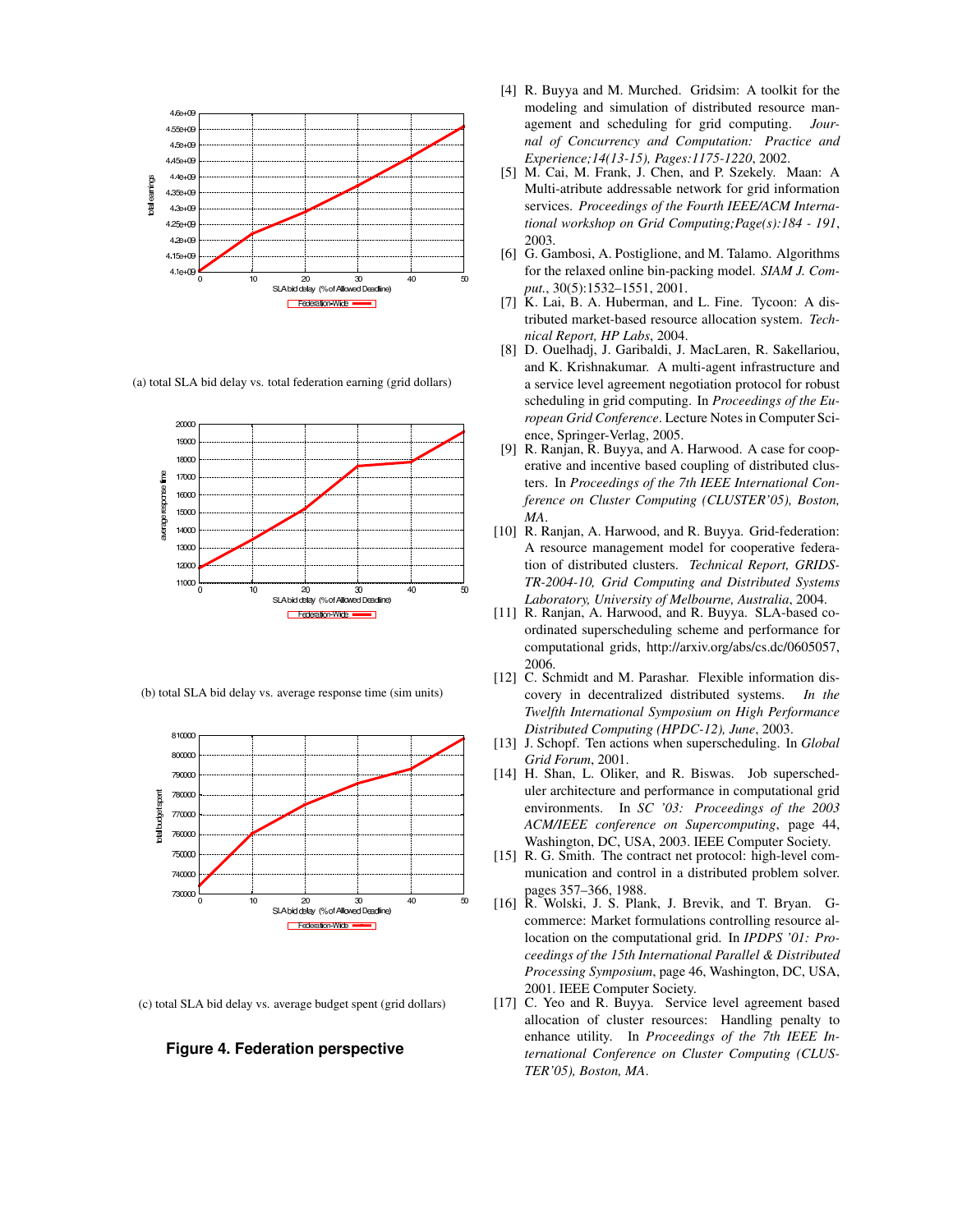4.6e+09
4.55e+09
4.5e+09
4.45e+09
4.4e+09
4.35e+09
4.3e+09
4.25e+09
4.2e+09
4.15e+09
4.1e+09

total earnings

0 10 20 30 40 50

SLA bid delay (% of Allowed Deadline)

Federation-Wide

(a) total SLA bid delay vs. total federation earning (grid dollars)

20000
19000
18000
17000
16000
15000
14000
13000
12000
11000

average response time

0 10 20 30 40 50

SLA bid delay (% of Allowed Deadline)

Federation-Wide

(b) total SLA bid delay vs. average response time (sim units)

810000
800000
790000
780000
770000
760000
750000
740000
730000

total budget spent

0 10 20 30 40 50

SLA bid delay (% of Allowed Deadline)

Federation-Wide

(c) total SLA bid delay vs. average budget spent (grid dollars)

**Figure 4. Federation perspective**

[4] R. Buyya and M. Murched. Gridsim: A toolkit for the modeling and simulation of distributed resource management and scheduling for grid computing. *Journal of Concurrency and Computation: Practice and Experience;14(13-15), Pages:1175-1220*, 2002.

[5] M. Cai, M. Frank, J. Chen, and P. Szekely. Maan: A Multi-atribute addressable network for grid information services. *Proceedings of the Fourth IEEE/ACM International workshop on Grid Computing;Page(s):184 - 191*, 2003.

[6] G. Gambosi, A. Postiglione, and M. Talamo. Algorithms for the relaxed online bin-packing model. *SIAM J. Comput.*, 30(5):1532–1551, 2001.

[7] K. Lai, B. A. Huberman, and L. Fine. Tycoon: A distributed market-based resource allocation system. *Technical Report, HP Labs*, 2004.

[8] D. Ouelhadj, J. Garibaldi, J. MacLaren, R. Sakellariou, and K. Krishnakumar. A multi-agent infrastructure and a service level agreement negotiation protocol for robust scheduling in grid computing. In *Proceedings of the European Grid Conference*. Lecture Notes in Computer Science, Springer-Verlag, 2005.

[9] R. Ranjan, R. Buyya, and A. Harwood. A case for cooperative and incentive based coupling of distributed clusters. In *Proceedings of the 7th IEEE International Conference on Cluster Computing (CLUSTER'05), Boston, MA*.

[10] R. Ranjan, A. Harwood, and R. Buyya. Grid-federation: A resource management model for cooperative federation of distributed clusters. *Technical Report, GRIDS-TR-2004-10, Grid Computing and Distributed Systems Laboratory, University of Melbourne, Australia*, 2004.

[11] R. Ranjan, A. Harwood, and R. Buyya. SLA-based coordinated superscheduling scheme and performance for computational grids, http://arxiv.org/abs/cs.dc/0605057, 2006.

[12] C. Schmidt and M. Parashar. Flexible information discovery in decentralized distributed systems. *In the Twelfth International Symposium on High Performance Distributed Computing (HPDC-12), June*, 2003.

[13] J. Schopf. Ten actions when superscheduling. In *Global Grid Forum*, 2001.

[14] H. Shan, L. Oliker, and R. Biswas. Job superscheduler architecture and performance in computational grid environments. In *SC '03: Proceedings of the 2003 ACM/IEEE conference on Supercomputing*, page 44, Washington, DC, USA, 2003. IEEE Computer Society.

[15] R. G. Smith. The contract net protocol: high-level communication and control in a distributed problem solver. pages 357–366, 1988.

[16] R. Wolski, J. S. Plank, J. Brevik, and T. Bryan. G-commerce: Market formulations controlling resource allocation on the computational grid. In *IPDPS '01: Proceedings of the 15th International Parallel & Distributed Processing Symposium*, page 46, Washington, DC, USA, 2001. IEEE Computer Society.

[17] C. Yeo and R. Buyya. Service level agreement based allocation of cluster resources: Handling penalty to enhance utility. In *Proceedings of the 7th IEEE International Conference on Cluster Computing (CLUSTER'05), Boston, MA*.